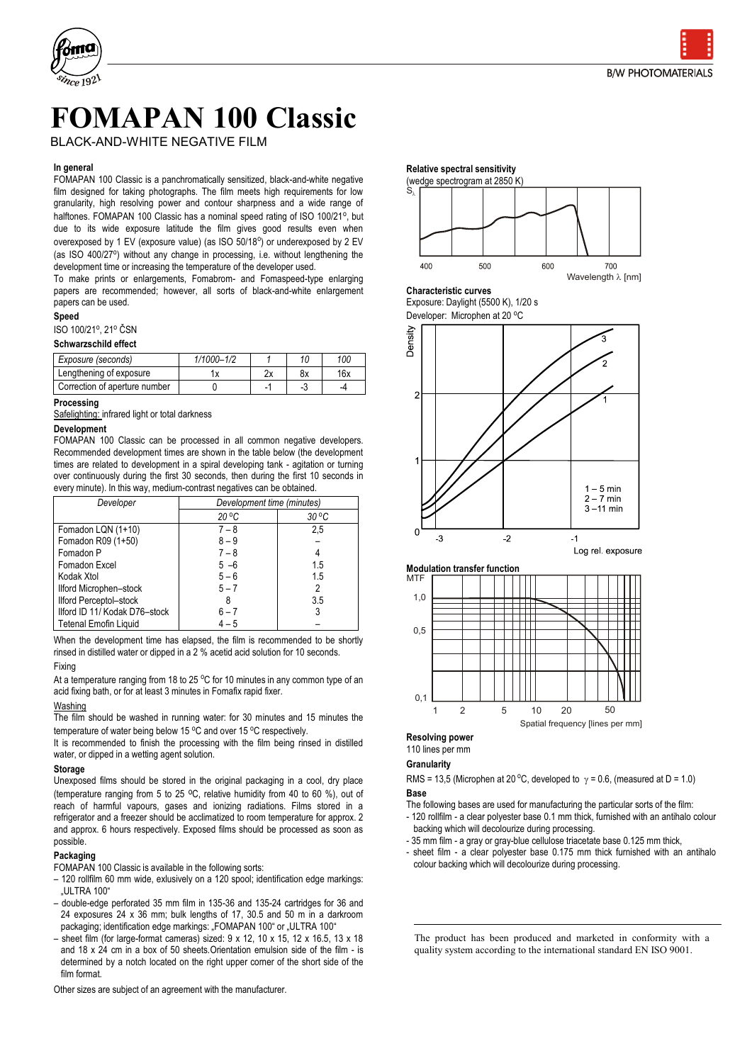# FOMAPAN 100 Classic

BLACK-AND-WHITE NEGATIVE FILM

### In general

FOMAPAN 100 Classic is a panchromatically sensitized, black-and-white negative film designed for taking photographs. The film meets high requirements for low granularity, high resolving power and contour sharpness and a wide range of halftones. FOMAPAN 100 Classic has a nominal speed rating of ISO 100/21°, but due to its wide exposure latitude the film gives good results even when overexposed by 1 EV (exposure value) (as ISO 50/18°) or underexposed by 2 EV (as ISO 400/27°) without any change in processing, i.e. without lengthening the development time or increasing the temperature of the developer used.

To make prints or enlargements, Fomabrom- and Fomaspeed-type enlarging papers are recommended; however, all sorts of black-and-white enlargement papers can be used.

### Speed

ISO 100/21°, 21° ČSN

### Schwarzschild effect

| *Exposure (seconds)* | *1/1000–1/2* | *1* | *10* | *100* |
|---|---|---|---|---|
| Lengthening of exposure | 1x | 2x | 8x | 16x |
| Correction of aperture number | 0 | -1 | -3 | -4 |

### Processing

Safelighting: infrared light or total darkness

### Development

FOMAPAN 100 Classic can be processed in all common negative developers. Recommended development times are shown in the table below (the development times are related to development in a spiral developing tank - agitation or turning over continuously during the first 30 seconds, then during the first 10 seconds in every minute). In this way, medium-contrast negatives can be obtained.

| *Developer* | *Development time (minutes)* | |
|---|---|---|
| | *20 °C* | *30 °C* |
| Fomadon LQN (1+10) | 7 – 8 | 2,5 |
| Fomadon R09 (1+50) | 8 – 9 | – |
| Fomadon P | 7 – 8 | 4 |
| Fomadon Excel | 5 –6 | 1.5 |
| Kodak Xtol | 5 – 6 | 1.5 |
| Ilford Microphen–stock | 5 – 7 | 2 |
| Ilford Perceptol–stock | 8 | 3.5 |
| Ilford ID 11/ Kodak D76–stock | 6 – 7 | 3 |
| Tetenal Emofin Liquid | 4 – 5 | – |

When the development time has elapsed, the film is recommended to be shortly rinsed in distilled water or dipped in a 2 % acetid acid solution for 10 seconds.

Fixing

At a temperature ranging from 18 to 25 °C for 10 minutes in any common type of an acid fixing bath, or for at least 3 minutes in Fomafix rapid fixer.

Washing

The film should be washed in running water: for 30 minutes and 15 minutes the temperature of water being below 15 °C and over 15 °C respectively.

It is recommended to finish the processing with the film being rinsed in distilled water, or dipped in a wetting agent solution.

### Storage

Unexposed films should be stored in the original packaging in a cool, dry place (temperature ranging from 5 to 25 °C, relative humidity from 40 to 60 %), out of reach of harmful vapours, gases and ionizing radiations. Films stored in a refrigerator and a freezer should be acclimatized to room temperature for approx. 2 and approx. 6 hours respectively. Exposed films should be processed as soon as possible.

### Packaging

FOMAPAN 100 Classic is available in the following sorts:

- 120 rollfilm 60 mm wide, exlusively on a 120 spool; identification edge markings: „ULTRA 100"
- double-edge perforated 35 mm film in 135-36 and 135-24 cartridges for 36 and 24 exposures 24 x 36 mm; bulk lengths of 17, 30.5 and 50 m in a darkroom packaging; identification edge markings: „FOMAPAN 100" or „ULTRA 100"
- sheet film (for large-format cameras) sized: 9 x 12, 10 x 15, 12 x 16.5, 13 x 18 and 18 x 24 cm in a box of 50 sheets.Orientation emulsion side of the film - is determined by a notch located on the right upper corner of the short side of the film format.

Other sizes are subject of an agreement with the manufacturer.

### Relative spectral sensitivity

(wedge spectrogram at 2850 K)

### Characteristic curves

Exposure: Daylight (5500 K), 1/20 s

Developer: Microphen at 20 °C

1 – 5 min, 2 – 7 min, 3 – 11 min

### Modulation transfer function

### Resolving power

110 lines per mm

### Granularity

RMS = 13,5 (Microphen at 20 °C, developed to $\gamma = 0.6$, (measured at D = 1.0)

### Base

The following bases are used for manufacturing the particular sorts of the film:

- 120 rollfilm - a clear polyester base 0.1 mm thick, furnished with an antihalo colour backing which will decolourize during processing.
- 35 mm film - a gray or gray-blue cellulose triacetate base 0.125 mm thick,
- sheet film - a clear polyester base 0.175 mm thick furnished with an antihalo colour backing which will decolourize during processing.

The product has been produced and marketed in conformity with a quality system according to the international standard EN ISO 9001.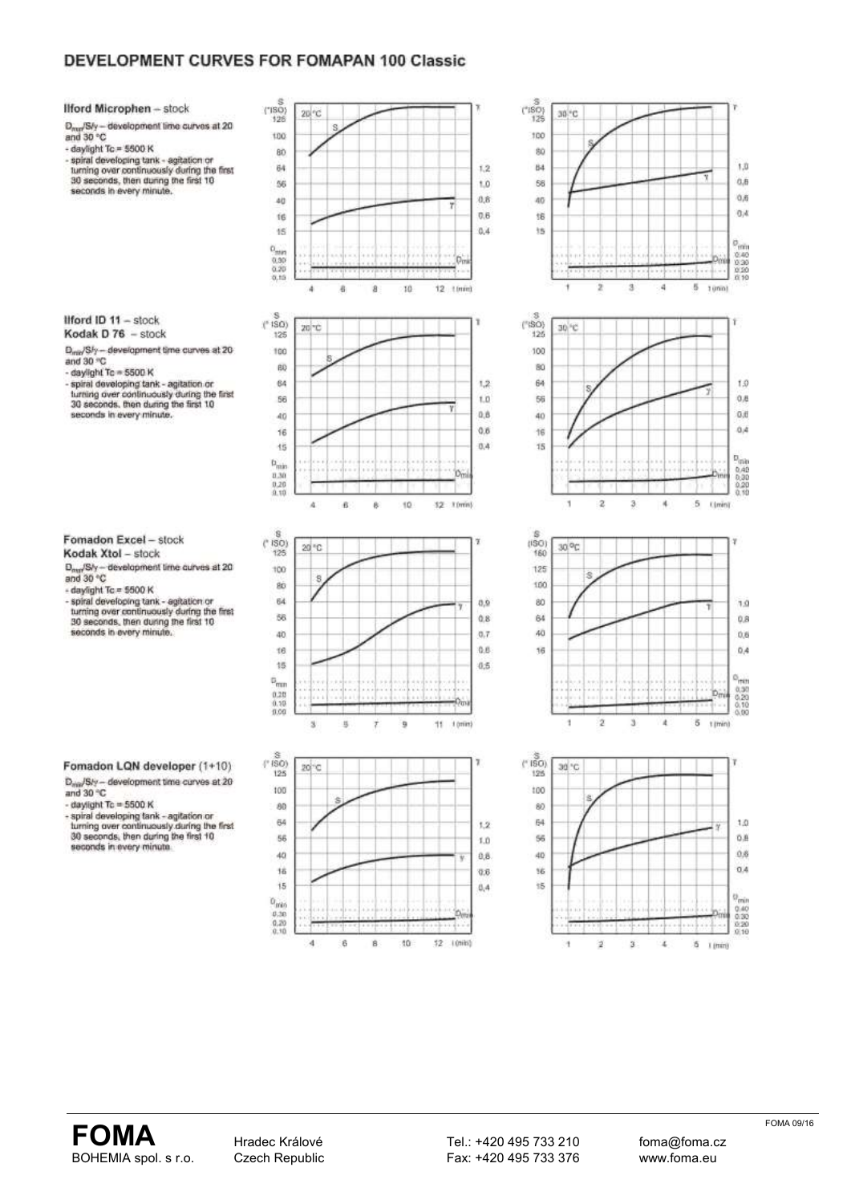# DEVELOPMENT CURVES FOR FOMAPAN 100 Classic

**Ilford Microphen** – stock

$D_{min}$/S/γ – development time curves at 20 and 30 °C
- daylight Tc = 5500 K
- spiral developing tank - agitation or turning over continuously during the first 30 seconds, then during the first 10 seconds in every minute.

S (°ISO)
125
100
80
64
56
40
16
15
$D_{min}$
0,30
0,20
0,10
20 °C
S
γ
$D_{min}$
γ
1,2
1,0
0,8
0,6
0,4
4 6 8 10 12 t (min)

S (°ISO)
125
100
80
64
56
40
16
15
30 °C
S
γ
$D_{min}$
γ
1,0
0,8
0,6
0,4
$D_{min}$
0,40
0,30
0,20
0,10
1 2 3 4 5 t (min)

**Ilford ID 11** – stock
**Kodak D 76** – stock

$D_{min}$/S/γ – development time curves at 20 and 30 °C
- daylight Tc = 5500 K
- spiral developing tank - agitation or turning over continuously during the first 30 seconds, then during the first 10 seconds in every minute.

S (°ISO)
125
100
80
64
56
40
16
15
$D_{min}$
0,30
0,20
0,10
20 °C
S
γ
$D_{min}$
γ
1,2
1,0
0,8
0,6
0,4
4 6 8 10 12 t (min)

S (°ISO)
125
100
80
64
56
40
16
15
30 °C
S
γ
$D_{min}$
γ
1,0
0,8
0,6
0,4
$D_{min}$
0,40
0,30
0,20
0,10
1 2 3 4 5 t (min)

**Fomadon Excel** – stock
**Kodak Xtol** – stock

$D_{min}$/S/γ – development time curves at 20 and 30 °C
- daylight Tc = 5500 K
- spiral developing tank - agitation or turning over continuously during the first 30 seconds, then during the first 10 seconds in every minute.

S (°ISO)
125
100
80
64
56
40
16
15
$D_{min}$
0,20
0,10
0,00
20 °C
S
γ
$D_{min}$
γ
0,9
0,8
0,7
0,6
0,5
3 5 7 9 11 t (min)

S (ISO)
160
125
100
80
64
40
16
30 °C
S
γ
$D_{min}$
γ
1,0
0,8
0,6
0,4
$D_{min}$
0,30
0,20
0,10
0,00
1 2 3 4 5 t (min)

**Fomadon LQN developer** (1+10)

$D_{min}$/S/γ – development time curves at 20 and 30 °C
- daylight Tc = 5500 K
- spiral developing tank - agitation or turning over continuously during the first 30 seconds, then during the first 10 seconds in every minute.

S (°ISO)
125
100
80
64
56
40
16
15
$D_{min}$
0,30
0,20
0,10
20 °C
S
γ
$D_{min}$
γ
1,2
1,0
0,8
0,6
0,4
4 6 8 10 12 t (min)

S (°ISO)
125
100
80
64
56
40
16
15
30 °C
S
γ
$D_{min}$
γ
1,0
0,8
0,6
0,4
$D_{min}$
0,40
0,30
0,20
0,10
1 2 3 4 5 t (min)

**FOMA**
BOHEMIA spol. s r.o.

Hradec Králové
Czech Republic

Tel.: +420 495 733 210
Fax: +420 495 733 376

foma@foma.cz
www.foma.eu

FOMA 09/16